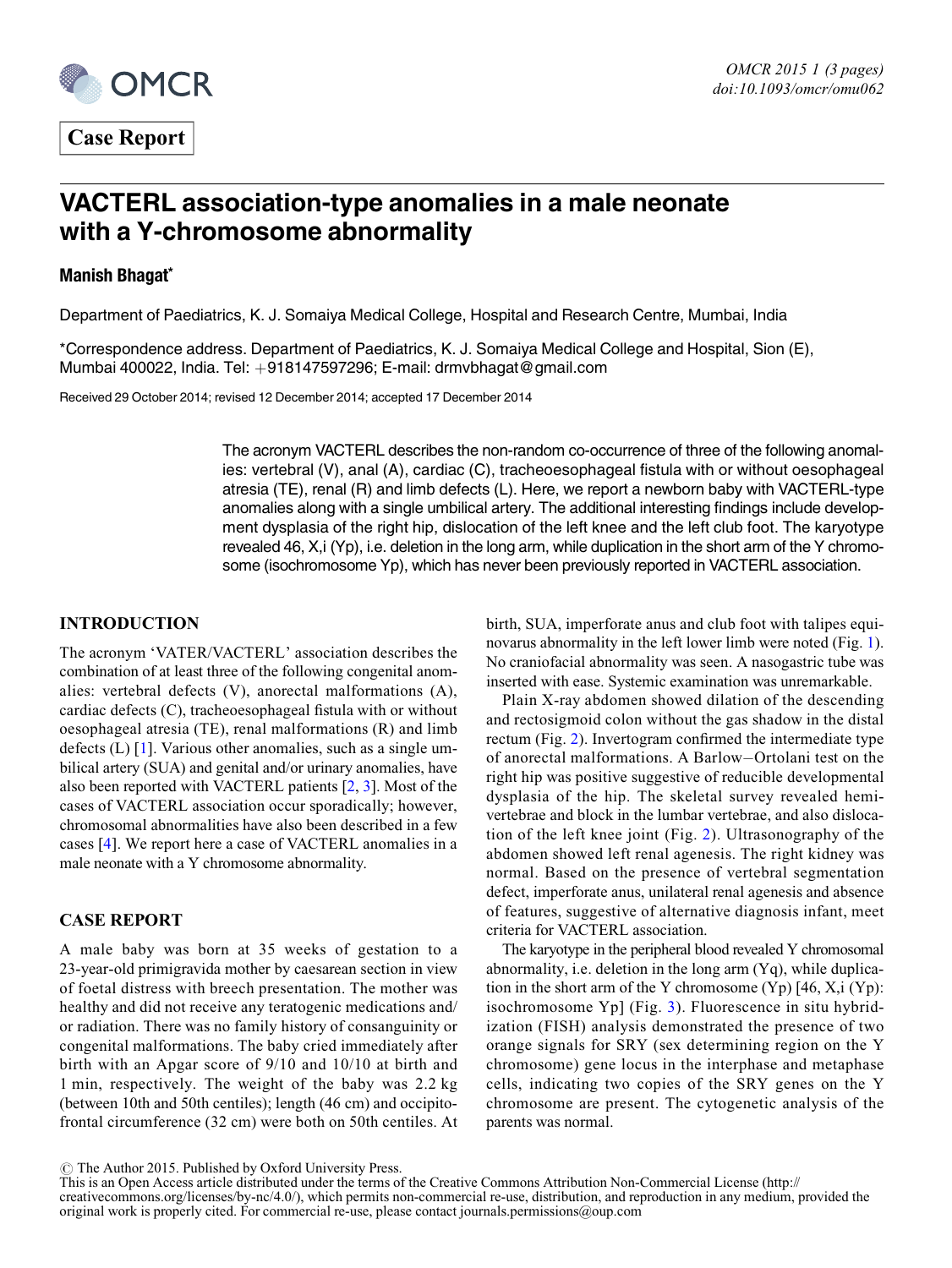Case Report

# VACTERL association-type anomalies in a male neonate with a Y-chromosome abnormality

**Manish Bhagat***

Department of Paediatrics, K. J. Somaiya Medical College, Hospital and Research Centre, Mumbai, India

*Correspondence address. Department of Paediatrics, K. J. Somaiya Medical College and Hospital, Sion (E), Mumbai 400022, India. Tel: +918147597296; E-mail: drmvbhagat@gmail.com

Received 29 October 2014; revised 12 December 2014; accepted 17 December 2014

The acronym VACTERL describes the non-random co-occurrence of three of the following anomalies: vertebral (V), anal (A), cardiac (C), tracheoesophageal fistula with or without oesophageal atresia (TE), renal (R) and limb defects (L). Here, we report a newborn baby with VACTERL-type anomalies along with a single umbilical artery. The additional interesting findings include development dysplasia of the right hip, dislocation of the left knee and the left club foot. The karyotype revealed 46, X,i (Yp), i.e. deletion in the long arm, while duplication in the short arm of the Y chromosome (isochromosome Yp), which has never been previously reported in VACTERL association.

## INTRODUCTION

The acronym 'VATER/VACTERL' association describes the combination of at least three of the following congenital anomalies: vertebral defects (V), anorectal malformations (A), cardiac defects (C), tracheoesophageal fistula with or without oesophageal atresia (TE), renal malformations (R) and limb defects (L) [1]. Various other anomalies, such as a single umbilical artery (SUA) and genital and/or urinary anomalies, have also been reported with VACTERL patients [2, 3]. Most of the cases of VACTERL association occur sporadically; however, chromosomal abnormalities have also been described in a few cases [4]. We report here a case of VACTERL anomalies in a male neonate with a Y chromosome abnormality.

## CASE REPORT

A male baby was born at 35 weeks of gestation to a 23-year-old primigravida mother by caesarean section in view of foetal distress with breech presentation. The mother was healthy and did not receive any teratogenic medications and/or radiation. There was no family history of consanguinity or congenital malformations. The baby cried immediately after birth with an Apgar score of 9/10 and 10/10 at birth and 1 min, respectively. The weight of the baby was 2.2 kg (between 10th and 50th centiles); length (46 cm) and occipitofrontal circumference (32 cm) were both on 50th centiles. At birth, SUA, imperforate anus and club foot with talipes equinovarus abnormality in the left lower limb were noted (Fig. 1). No craniofacial abnormality was seen. A nasogastric tube was inserted with ease. Systemic examination was unremarkable.

Plain X-ray abdomen showed dilation of the descending and rectosigmoid colon without the gas shadow in the distal rectum (Fig. 2). Invertogram confirmed the intermediate type of anorectal malformations. A Barlow–Ortolani test on the right hip was positive suggestive of reducible developmental dysplasia of the hip. The skeletal survey revealed hemivertebrae and block in the lumbar vertebrae, and also dislocation of the left knee joint (Fig. 2). Ultrasonography of the abdomen showed left renal agenesis. The right kidney was normal. Based on the presence of vertebral segmentation defect, imperforate anus, unilateral renal agenesis and absence of features, suggestive of alternative diagnosis infant, meet criteria for VACTERL association.

The karyotype in the peripheral blood revealed Y chromosomal abnormality, i.e. deletion in the long arm (Yq), while duplication in the short arm of the Y chromosome (Yp) [46, X,i (Yp): isochromosome Yp] (Fig. 3). Fluorescence in situ hybridization (FISH) analysis demonstrated the presence of two orange signals for SRY (sex determining region on the Y chromosome) gene locus in the interphase and metaphase cells, indicating two copies of the SRY genes on the Y chromosome are present. The cytogenetic analysis of the parents was normal.

© The Author 2015. Published by Oxford University Press.
This is an Open Access article distributed under the terms of the Creative Commons Attribution Non-Commercial License (http://creativecommons.org/licenses/by-nc/4.0/), which permits non-commercial re-use, distribution, and reproduction in any medium, provided the original work is properly cited. For commercial re-use, please contact journals.permissions@oup.com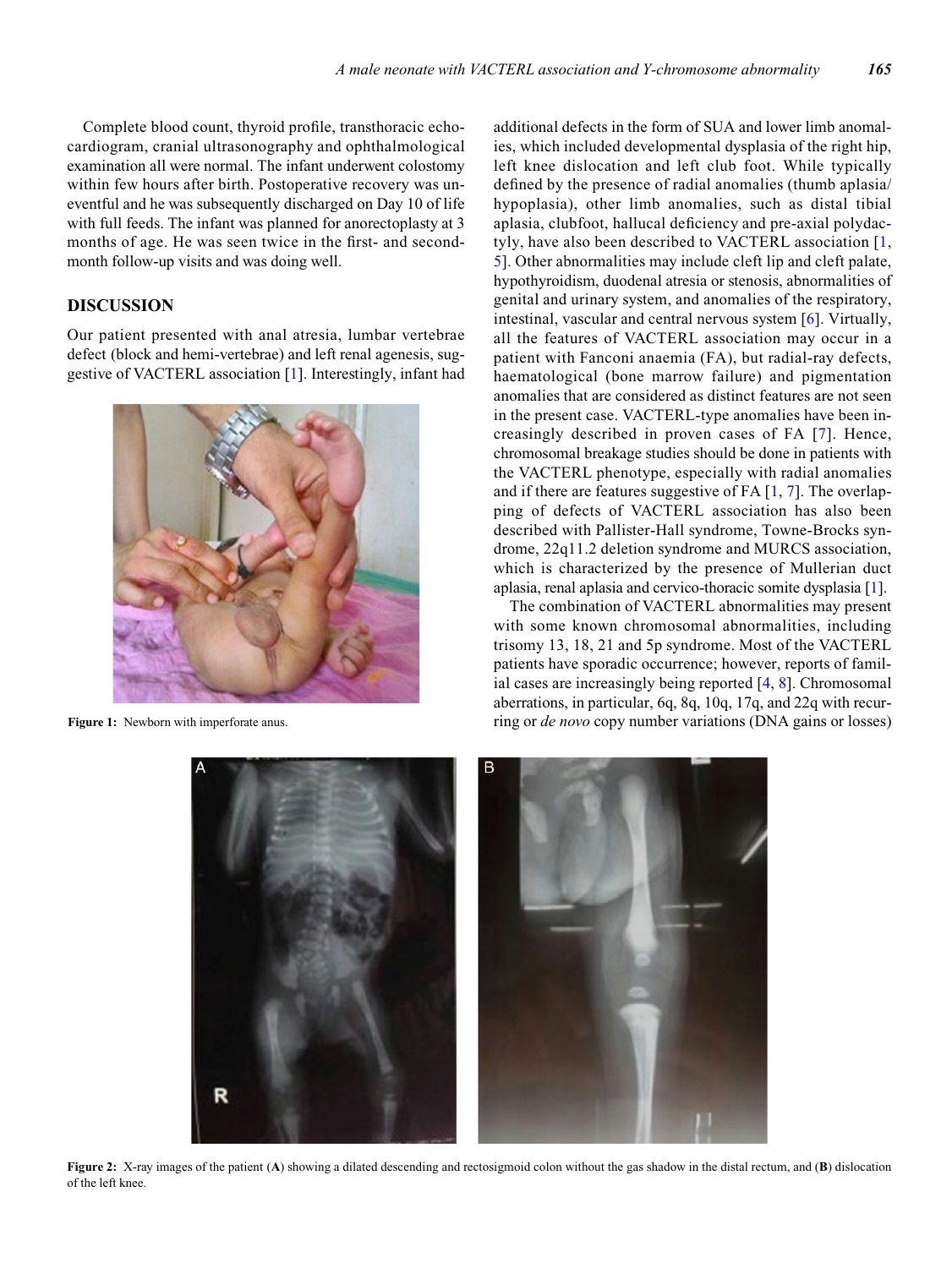Complete blood count, thyroid profile, transthoracic echocardiogram, cranial ultrasonography and ophthalmological examination all were normal. The infant underwent colostomy within few hours after birth. Postoperative recovery was uneventful and he was subsequently discharged on Day 10 of life with full feeds. The infant was planned for anorectoplasty at 3 months of age. He was seen twice in the first- and second-month follow-up visits and was doing well.

## DISCUSSION

Our patient presented with anal atresia, lumbar vertebrae defect (block and hemi-vertebrae) and left renal agenesis, suggestive of VACTERL association [1]. Interestingly, infant had additional defects in the form of SUA and lower limb anomalies, which included developmental dysplasia of the right hip, left knee dislocation and left club foot. While typically defined by the presence of radial anomalies (thumb aplasia/hypoplasia), other limb anomalies, such as distal tibial aplasia, clubfoot, hallucal deficiency and pre-axial polydactyly, have also been described to VACTERL association [1, 5]. Other abnormalities may include cleft lip and cleft palate, hypothyroidism, duodenal atresia or stenosis, abnormalities of genital and urinary system, and anomalies of the respiratory, intestinal, vascular and central nervous system [6]. Virtually, all the features of VACTERL association may occur in a patient with Fanconi anaemia (FA), but radial-ray defects, haematological (bone marrow failure) and pigmentation anomalies that are considered as distinct features are not seen in the present case. VACTERL-type anomalies have been increasingly described in proven cases of FA [7]. Hence, chromosomal breakage studies should be done in patients with the VACTERL phenotype, especially with radial anomalies and if there are features suggestive of FA [1, 7]. The overlapping of defects of VACTERL association has also been described with Pallister-Hall syndrome, Towne-Brocks syndrome, 22q11.2 deletion syndrome and MURCS association, which is characterized by the presence of Mullerian duct aplasia, renal aplasia and cervico-thoracic somite dysplasia [1].

The combination of VACTERL abnormalities may present with some known chromosomal abnormalities, including trisomy 13, 18, 21 and 5p syndrome. Most of the VACTERL patients have sporadic occurrence; however, reports of familial cases are increasingly being reported [4, 8]. Chromosomal aberrations, in particular, 6q, 8q, 10q, 17q, and 22q with recurring or *de novo* copy number variations (DNA gains or losses)

**Figure 1:** Newborn with imperforate anus.

**Figure 2:** X-ray images of the patient (**A**) showing a dilated descending and rectosigmoid colon without the gas shadow in the distal rectum, and (**B**) dislocation of the left knee.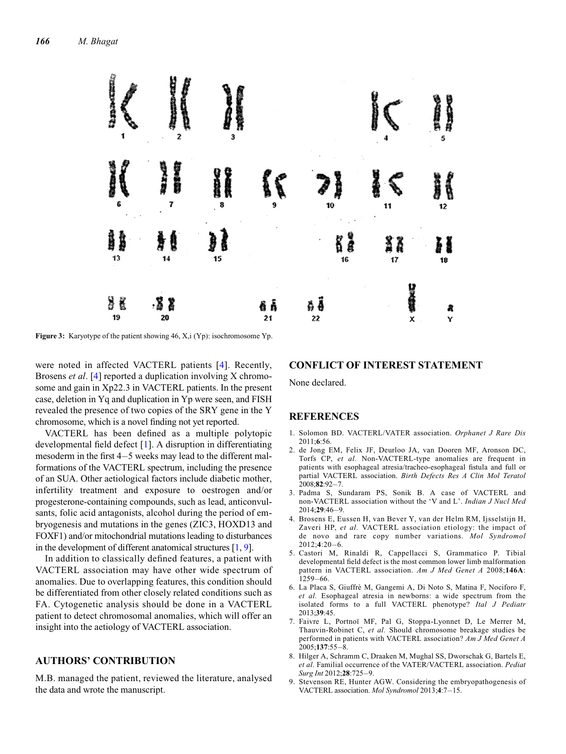1 2 3 4 5
6 7 8 9 10 11 12
13 14 15 16 17 18
19 20 21 22 X Y

**Figure 3:** Karyotype of the patient showing 46, X,i (Yp): isochromosome Yp.

were noted in affected VACTERL patients [4]. Recently, Brosens *et al*. [4] reported a duplication involving X chromosome and gain in Xp22.3 in VACTERL patients. In the present case, deletion in Yq and duplication in Yp were seen, and FISH revealed the presence of two copies of the SRY gene in the Y chromosome, which is a novel finding not yet reported.

VACTERL has been defined as a multiple polytopic developmental field defect [1]. A disruption in differentiating mesoderm in the first 4–5 weeks may lead to the different malformations of the VACTERL spectrum, including the presence of an SUA. Other aetiological factors include diabetic mother, infertility treatment and exposure to oestrogen and/or progesterone-containing compounds, such as lead, anticonvulsants, folic acid antagonists, alcohol during the period of embryogenesis and mutations in the genes (ZIC3, HOXD13 and FOXF1) and/or mitochondrial mutations leading to disturbances in the development of different anatomical structures [1, 9].

In addition to classically defined features, a patient with VACTERL association may have other wide spectrum of anomalies. Due to overlapping features, this condition should be differentiated from other closely related conditions such as FA. Cytogenetic analysis should be done in a VACTERL patient to detect chromosomal anomalies, which will offer an insight into the aetiology of VACTERL association.

## AUTHORS' CONTRIBUTION

M.B. managed the patient, reviewed the literature, analysed the data and wrote the manuscript.

## CONFLICT OF INTEREST STATEMENT

None declared.

## REFERENCES

1. Solomon BD. VACTERL/VATER association. *Orphanet J Rare Dis* 2011;**6**:56.
2. de Jong EM, Felix JF, Deurloo JA, van Dooren MF, Aronson DC, Torfs CP, *et al.* Non-VACTERL-type anomalies are frequent in patients with esophageal atresia/tracheo-esophageal fistula and full or partial VACTERL association. *Birth Defects Res A Clin Mol Teratol* 2008;**82**:92–7.
3. Padma S, Sundaram PS, Sonik B. A case of VACTERL and non-VACTERL association without the 'V and L'. *Indian J Nucl Med* 2014;**29**:46–9.
4. Brosens E, Eussen H, van Bever Y, van der Helm RM, Ijsselstijn H, Zaveri HP, *et al.* VACTERL association etiology: the impact of de novo and rare copy number variations. *Mol Syndromol* 2012;**4**:20–6.
5. Castori M, Rinaldi R, Cappellacci S, Grammatico P. Tibial developmental field defect is the most common lower limb malformation pattern in VACTERL association. *Am J Med Genet A* 2008;**146A**: 1259–66.
6. La Placa S, Giuffrè M, Gangemi A, Di Noto S, Matina F, Nociforo F, *et al.* Esophageal atresia in newborns: a wide spectrum from the isolated forms to a full VACTERL phenotype? *Ital J Pediatr* 2013;**39**:45.
7. Faivre L, Portnoï MF, Pal G, Stoppa-Lyonnet D, Le Merrer M, Thauvin-Robinet C, *et al.* Should chromosome breakage studies be performed in patients with VACTERL association? *Am J Med Genet A* 2005;**137**:55–8.
8. Hilger A, Schramm C, Draaken M, Mughal SS, Dworschak G, Bartels E, *et al.* Familial occurrence of the VATER/VACTERL association. *Pediat Surg Int* 2012;**28**:725–9.
9. Stevenson RE, Hunter AGW. Considering the embryopathogenesis of VACTERL association. *Mol Syndromol* 2013;**4**:7–15.